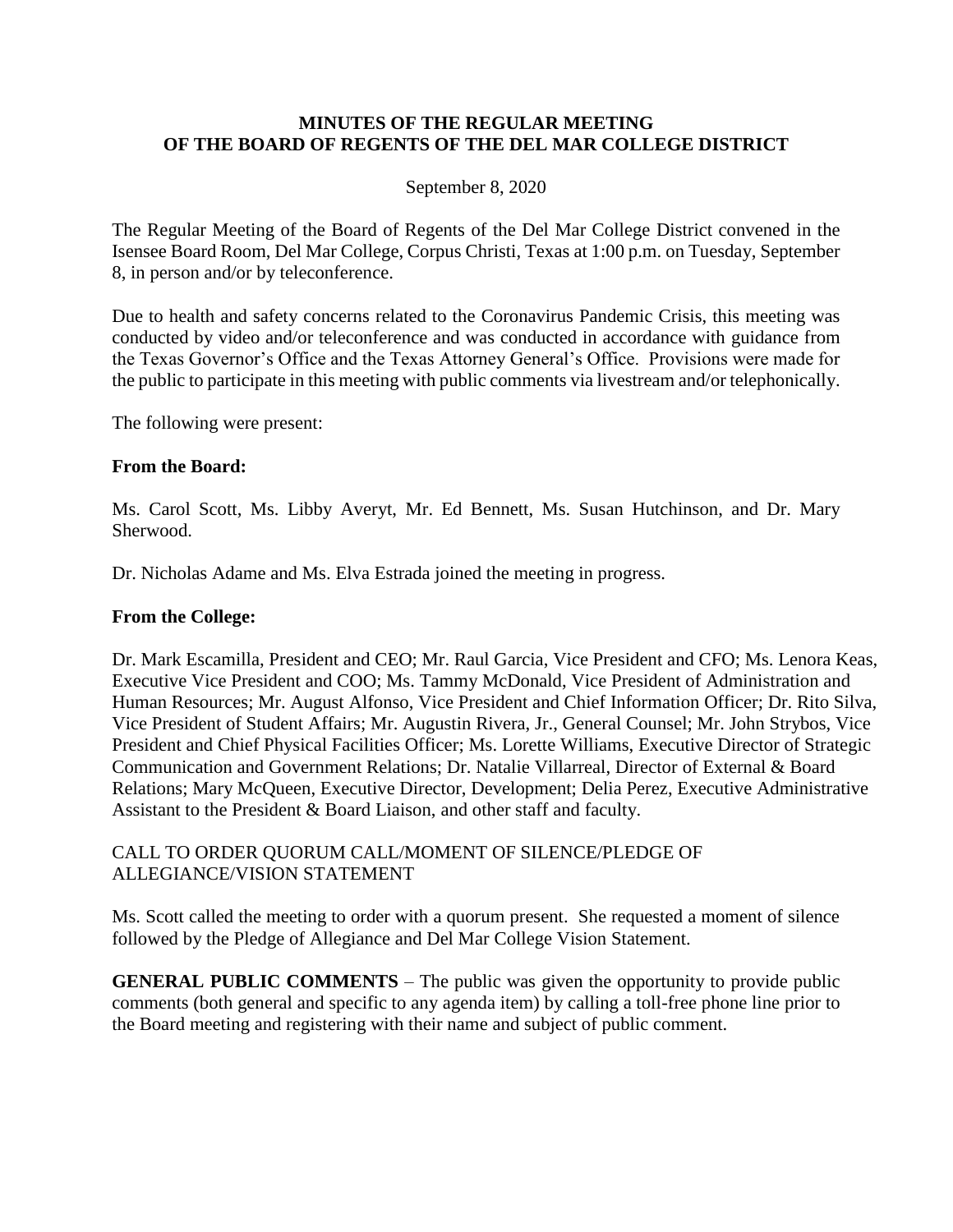# MINUTES OF THE REGULAR MEETING OF THE BOARD OF REGENTS OF THE DEL MAR COLLEGE DISTRICT

September 8, 2020

The Regular Meeting of the Board of Regents of the Del Mar College District convened in the Isensee Board Room, Del Mar College, Corpus Christi, Texas at 1:00 p.m. on Tuesday, September 8, in person and/or by teleconference.

Due to health and safety concerns related to the Coronavirus Pandemic Crisis, this meeting was conducted by video and/or teleconference and was conducted in accordance with guidance from the Texas Governor's Office and the Texas Attorney General's Office. Provisions were made for the public to participate in this meeting with public comments via livestream and/or telephonically.

The following were present:

**From the Board:**

Ms. Carol Scott, Ms. Libby Averyt, Mr. Ed Bennett, Ms. Susan Hutchinson, and Dr. Mary Sherwood.

Dr. Nicholas Adame and Ms. Elva Estrada joined the meeting in progress.

**From the College:**

Dr. Mark Escamilla, President and CEO; Mr. Raul Garcia, Vice President and CFO; Ms. Lenora Keas, Executive Vice President and COO; Ms. Tammy McDonald, Vice President of Administration and Human Resources; Mr. August Alfonso, Vice President and Chief Information Officer; Dr. Rito Silva, Vice President of Student Affairs; Mr. Augustin Rivera, Jr., General Counsel; Mr. John Strybos, Vice President and Chief Physical Facilities Officer; Ms. Lorette Williams, Executive Director of Strategic Communication and Government Relations; Dr. Natalie Villarreal, Director of External & Board Relations; Mary McQueen, Executive Director, Development; Delia Perez, Executive Administrative Assistant to the President & Board Liaison, and other staff and faculty.

CALL TO ORDER QUORUM CALL/MOMENT OF SILENCE/PLEDGE OF ALLEGIANCE/VISION STATEMENT

Ms. Scott called the meeting to order with a quorum present. She requested a moment of silence followed by the Pledge of Allegiance and Del Mar College Vision Statement.

**GENERAL PUBLIC COMMENTS** – The public was given the opportunity to provide public comments (both general and specific to any agenda item) by calling a toll-free phone line prior to the Board meeting and registering with their name and subject of public comment.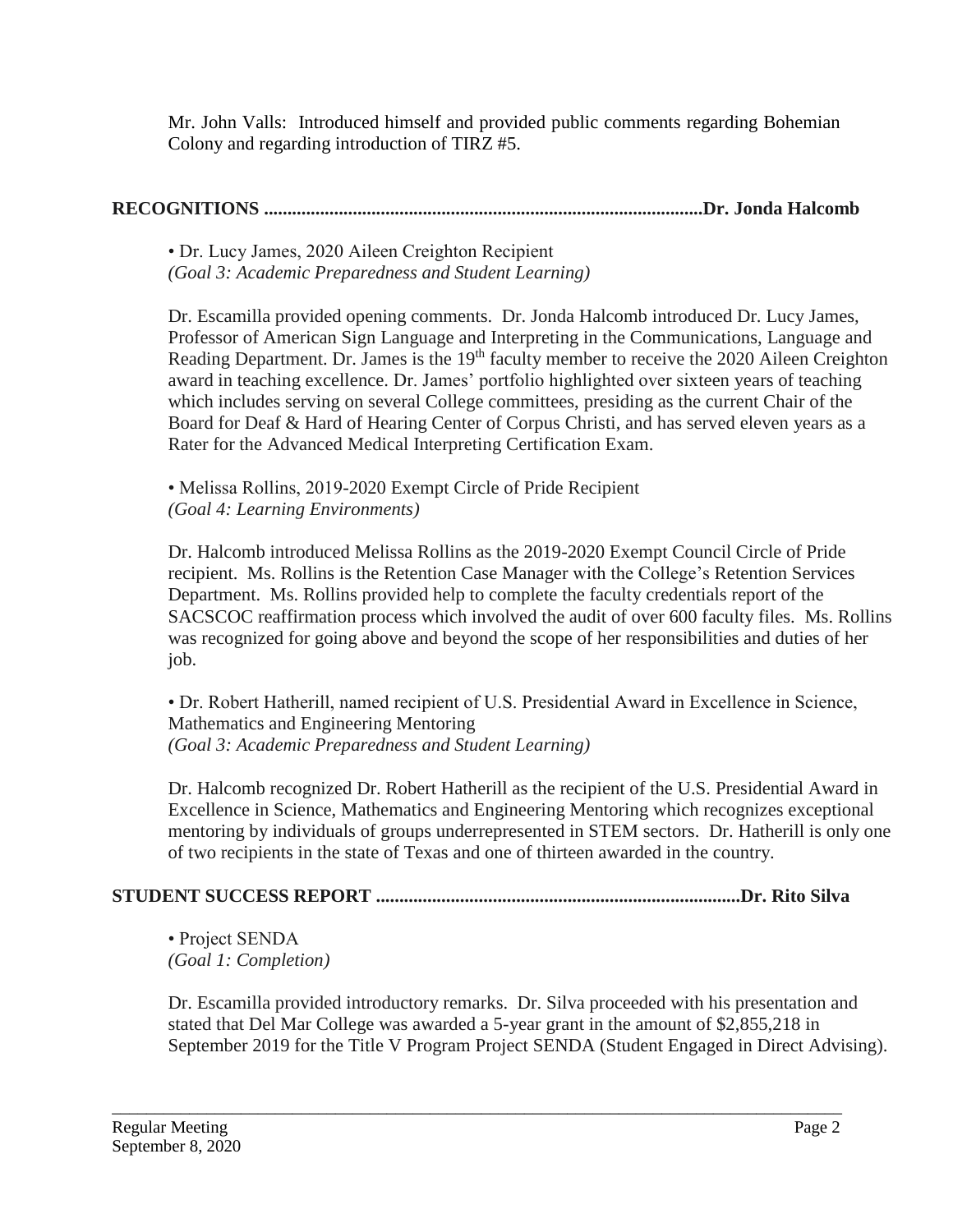Mr. John Valls: Introduced himself and provided public comments regarding Bohemian Colony and regarding introduction of TIRZ #5.

**RECOGNITIONS ..........................................................................................Dr. Jonda Halcomb**

• Dr. Lucy James, 2020 Aileen Creighton Recipient
*(Goal 3: Academic Preparedness and Student Learning)*

Dr. Escamilla provided opening comments. Dr. Jonda Halcomb introduced Dr. Lucy James, Professor of American Sign Language and Interpreting in the Communications, Language and Reading Department. Dr. James is the 19th faculty member to receive the 2020 Aileen Creighton award in teaching excellence. Dr. James' portfolio highlighted over sixteen years of teaching which includes serving on several College committees, presiding as the current Chair of the Board for Deaf & Hard of Hearing Center of Corpus Christi, and has served eleven years as a Rater for the Advanced Medical Interpreting Certification Exam.

• Melissa Rollins, 2019-2020 Exempt Circle of Pride Recipient
*(Goal 4: Learning Environments)*

Dr. Halcomb introduced Melissa Rollins as the 2019-2020 Exempt Council Circle of Pride recipient. Ms. Rollins is the Retention Case Manager with the College's Retention Services Department. Ms. Rollins provided help to complete the faculty credentials report of the SACSCOC reaffirmation process which involved the audit of over 600 faculty files. Ms. Rollins was recognized for going above and beyond the scope of her responsibilities and duties of her job.

• Dr. Robert Hatherill, named recipient of U.S. Presidential Award in Excellence in Science, Mathematics and Engineering Mentoring
*(Goal 3: Academic Preparedness and Student Learning)*

Dr. Halcomb recognized Dr. Robert Hatherill as the recipient of the U.S. Presidential Award in Excellence in Science, Mathematics and Engineering Mentoring which recognizes exceptional mentoring by individuals of groups underrepresented in STEM sectors. Dr. Hatherill is only one of two recipients in the state of Texas and one of thirteen awarded in the country.

**STUDENT SUCCESS REPORT ............................................................................Dr. Rito Silva**

• Project SENDA
*(Goal 1: Completion)*

Dr. Escamilla provided introductory remarks. Dr. Silva proceeded with his presentation and stated that Del Mar College was awarded a 5-year grant in the amount of $2,855,218 in September 2019 for the Title V Program Project SENDA (Student Engaged in Direct Advising).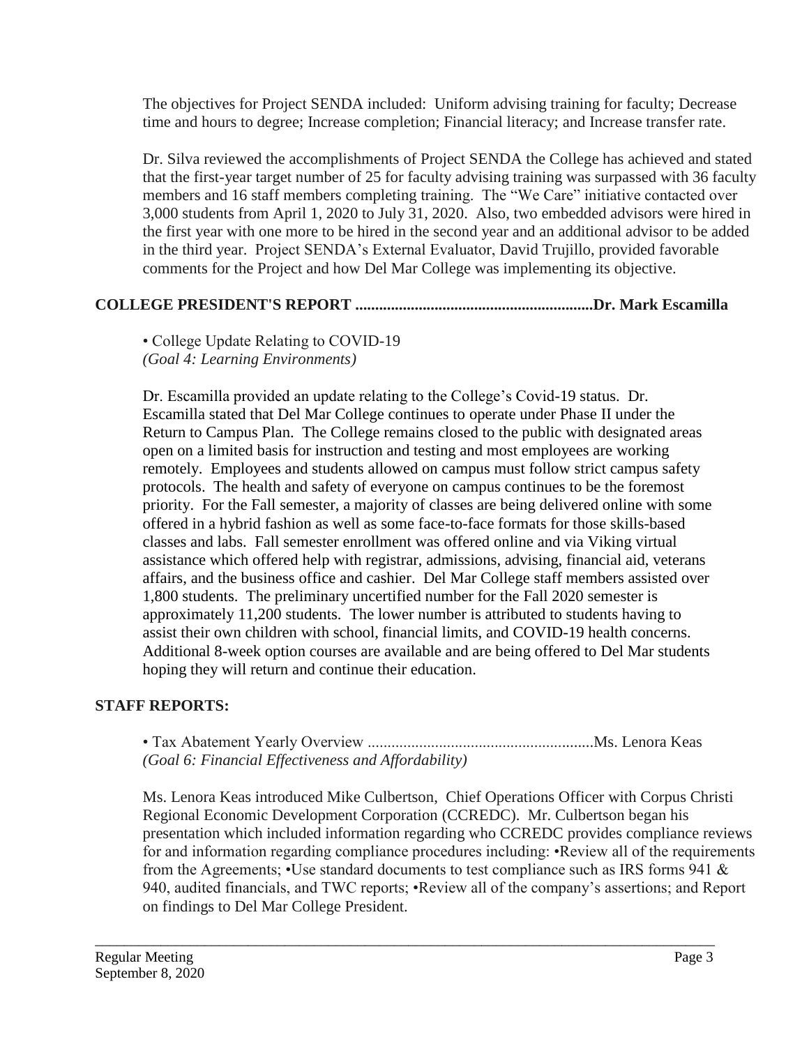The objectives for Project SENDA included: Uniform advising training for faculty; Decrease time and hours to degree; Increase completion; Financial literacy; and Increase transfer rate.

Dr. Silva reviewed the accomplishments of Project SENDA the College has achieved and stated that the first-year target number of 25 for faculty advising training was surpassed with 36 faculty members and 16 staff members completing training. The "We Care" initiative contacted over 3,000 students from April 1, 2020 to July 31, 2020. Also, two embedded advisors were hired in the first year with one more to be hired in the second year and an additional advisor to be added in the third year. Project SENDA's External Evaluator, David Trujillo, provided favorable comments for the Project and how Del Mar College was implementing its objective.

**COLLEGE PRESIDENT'S REPORT ............................................................Dr. Mark Escamilla**

• College Update Relating to COVID-19
*(Goal 4: Learning Environments)*

Dr. Escamilla provided an update relating to the College's Covid-19 status. Dr. Escamilla stated that Del Mar College continues to operate under Phase II under the Return to Campus Plan. The College remains closed to the public with designated areas open on a limited basis for instruction and testing and most employees are working remotely. Employees and students allowed on campus must follow strict campus safety protocols. The health and safety of everyone on campus continues to be the foremost priority. For the Fall semester, a majority of classes are being delivered online with some offered in a hybrid fashion as well as some face-to-face formats for those skills-based classes and labs. Fall semester enrollment was offered online and via Viking virtual assistance which offered help with registrar, admissions, advising, financial aid, veterans affairs, and the business office and cashier. Del Mar College staff members assisted over 1,800 students. The preliminary uncertified number for the Fall 2020 semester is approximately 11,200 students. The lower number is attributed to students having to assist their own children with school, financial limits, and COVID-19 health concerns. Additional 8-week option courses are available and are being offered to Del Mar students hoping they will return and continue their education.

**STAFF REPORTS:**

• Tax Abatement Yearly Overview .........................................................Ms. Lenora Keas
*(Goal 6: Financial Effectiveness and Affordability)*

Ms. Lenora Keas introduced Mike Culbertson, Chief Operations Officer with Corpus Christi Regional Economic Development Corporation (CCREDC). Mr. Culbertson began his presentation which included information regarding who CCREDC provides compliance reviews for and information regarding compliance procedures including: •Review all of the requirements from the Agreements; •Use standard documents to test compliance such as IRS forms 941 & 940, audited financials, and TWC reports; •Review all of the company's assertions; and Report on findings to Del Mar College President.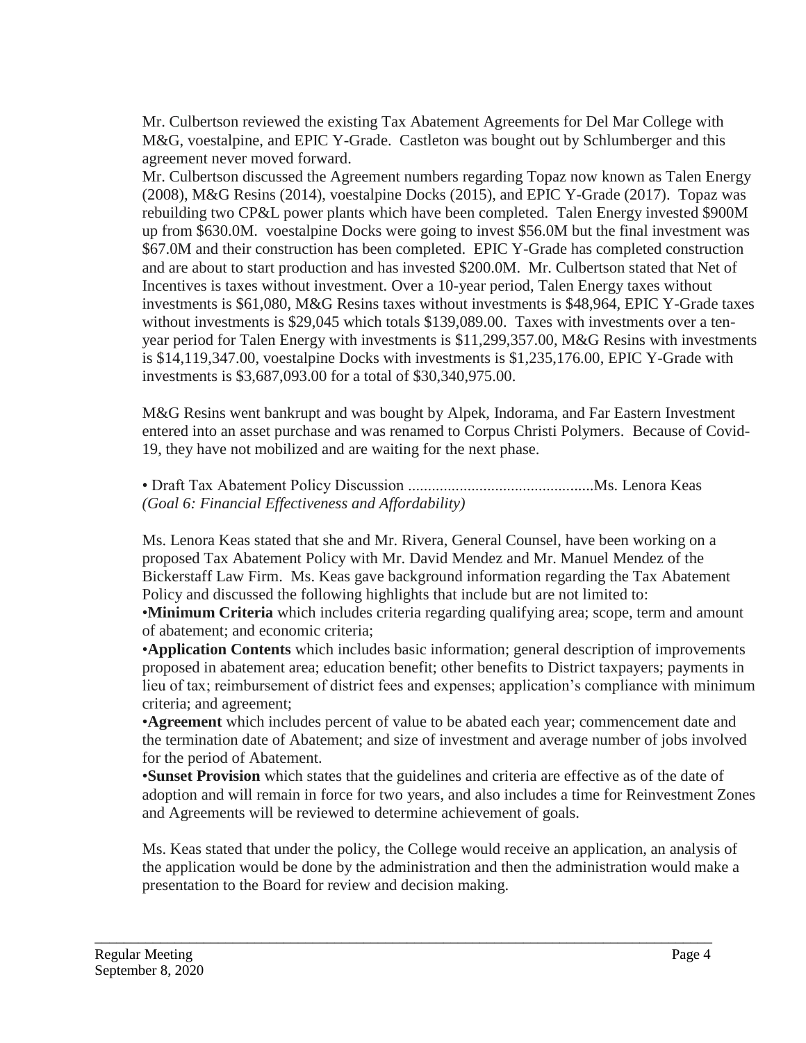Mr. Culbertson reviewed the existing Tax Abatement Agreements for Del Mar College with M&G, voestalpine, and EPIC Y-Grade. Castleton was bought out by Schlumberger and this agreement never moved forward.

Mr. Culbertson discussed the Agreement numbers regarding Topaz now known as Talen Energy (2008), M&G Resins (2014), voestalpine Docks (2015), and EPIC Y-Grade (2017). Topaz was rebuilding two CP&L power plants which have been completed. Talen Energy invested $900M up from $630.0M. voestalpine Docks were going to invest $56.0M but the final investment was $67.0M and their construction has been completed. EPIC Y-Grade has completed construction and are about to start production and has invested $200.0M. Mr. Culbertson stated that Net of Incentives is taxes without investment. Over a 10-year period, Talen Energy taxes without investments is $61,080, M&G Resins taxes without investments is $48,964, EPIC Y-Grade taxes without investments is $29,045 which totals $139,089.00. Taxes with investments over a ten-year period for Talen Energy with investments is $11,299,357.00, M&G Resins with investments is $14,119,347.00, voestalpine Docks with investments is $1,235,176.00, EPIC Y-Grade with investments is $3,687,093.00 for a total of $30,340,975.00.

M&G Resins went bankrupt and was bought by Alpek, Indorama, and Far Eastern Investment entered into an asset purchase and was renamed to Corpus Christi Polymers. Because of Covid-19, they have not mobilized and are waiting for the next phase.

• Draft Tax Abatement Policy Discussion ..............................................Ms. Lenora Keas
*(Goal 6: Financial Effectiveness and Affordability)*

Ms. Lenora Keas stated that she and Mr. Rivera, General Counsel, have been working on a proposed Tax Abatement Policy with Mr. David Mendez and Mr. Manuel Mendez of the Bickerstaff Law Firm. Ms. Keas gave background information regarding the Tax Abatement Policy and discussed the following highlights that include but are not limited to:

- **Minimum Criteria** which includes criteria regarding qualifying area; scope, term and amount of abatement; and economic criteria;
- **Application Contents** which includes basic information; general description of improvements proposed in abatement area; education benefit; other benefits to District taxpayers; payments in lieu of tax; reimbursement of district fees and expenses; application's compliance with minimum criteria; and agreement;
- **Agreement** which includes percent of value to be abated each year; commencement date and the termination date of Abatement; and size of investment and average number of jobs involved for the period of Abatement.
- **Sunset Provision** which states that the guidelines and criteria are effective as of the date of adoption and will remain in force for two years, and also includes a time for Reinvestment Zones and Agreements will be reviewed to determine achievement of goals.

Ms. Keas stated that under the policy, the College would receive an application, an analysis of the application would be done by the administration and then the administration would make a presentation to the Board for review and decision making.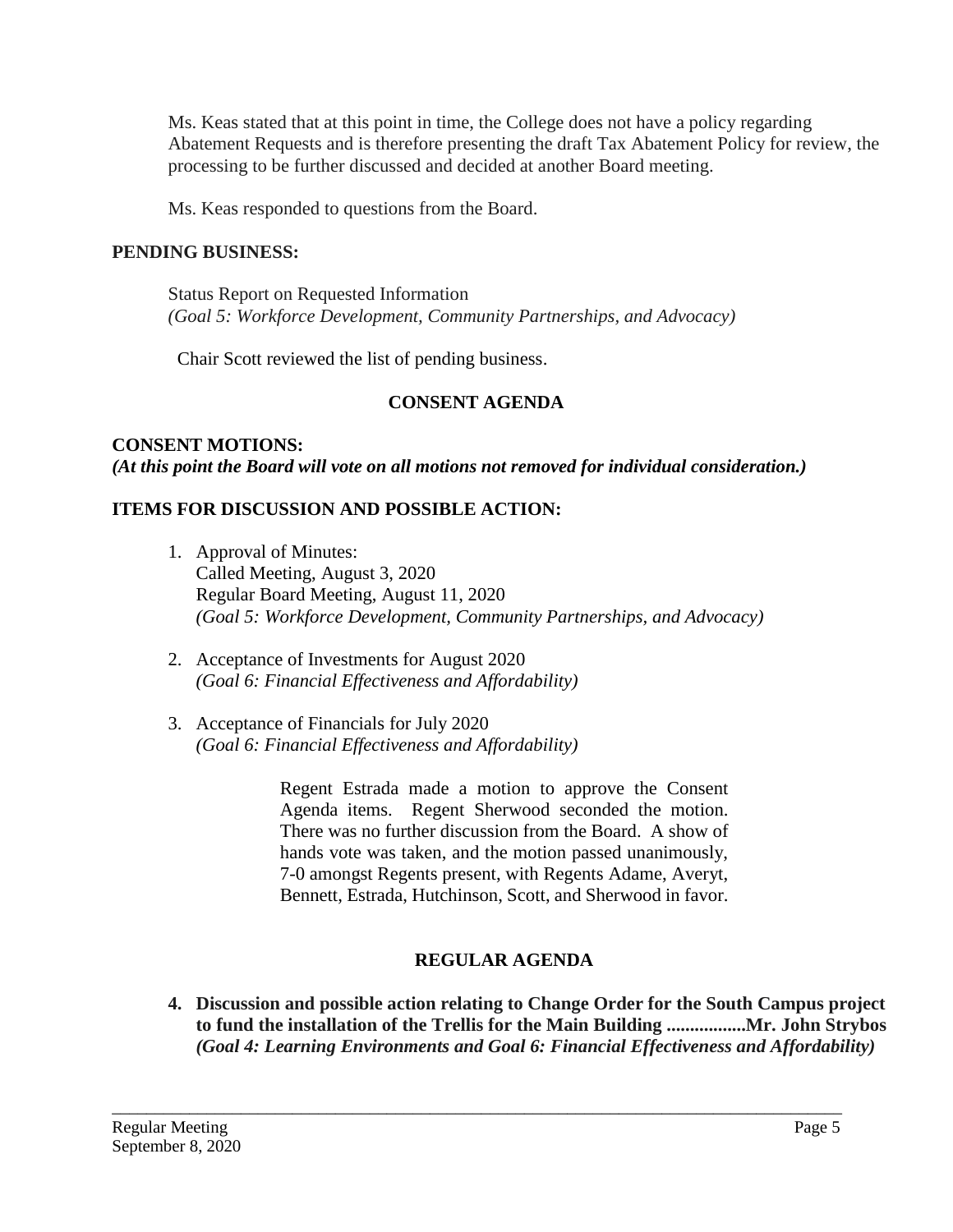Ms. Keas stated that at this point in time, the College does not have a policy regarding Abatement Requests and is therefore presenting the draft Tax Abatement Policy for review, the processing to be further discussed and decided at another Board meeting.

Ms. Keas responded to questions from the Board.

**PENDING BUSINESS:**

Status Report on Requested Information
*(Goal 5: Workforce Development, Community Partnerships, and Advocacy)*

Chair Scott reviewed the list of pending business.

## CONSENT AGENDA

**CONSENT MOTIONS:**
***(At this point the Board will vote on all motions not removed for individual consideration.)***

**ITEMS FOR DISCUSSION AND POSSIBLE ACTION:**

1. Approval of Minutes:
   Called Meeting, August 3, 2020
   Regular Board Meeting, August 11, 2020
   *(Goal 5: Workforce Development, Community Partnerships, and Advocacy)*

2. Acceptance of Investments for August 2020
   *(Goal 6: Financial Effectiveness and Affordability)*

3. Acceptance of Financials for July 2020
   *(Goal 6: Financial Effectiveness and Affordability)*

Regent Estrada made a motion to approve the Consent Agenda items. Regent Sherwood seconded the motion. There was no further discussion from the Board. A show of hands vote was taken, and the motion passed unanimously, 7-0 amongst Regents present, with Regents Adame, Averyt, Bennett, Estrada, Hutchinson, Scott, and Sherwood in favor.

## REGULAR AGENDA

4. **Discussion and possible action relating to Change Order for the South Campus project to fund the installation of the Trellis for the Main Building .................Mr. John Strybos**
   ***(Goal 4: Learning Environments and Goal 6: Financial Effectiveness and Affordability)***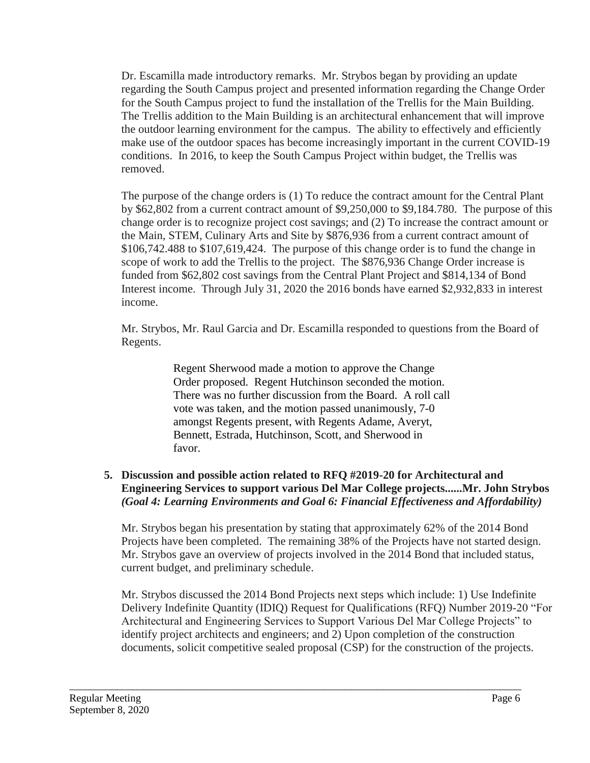Dr. Escamilla made introductory remarks. Mr. Strybos began by providing an update regarding the South Campus project and presented information regarding the Change Order for the South Campus project to fund the installation of the Trellis for the Main Building. The Trellis addition to the Main Building is an architectural enhancement that will improve the outdoor learning environment for the campus. The ability to effectively and efficiently make use of the outdoor spaces has become increasingly important in the current COVID-19 conditions. In 2016, to keep the South Campus Project within budget, the Trellis was removed.

The purpose of the change orders is (1) To reduce the contract amount for the Central Plant by $62,802 from a current contract amount of $9,250,000 to $9,184.780. The purpose of this change order is to recognize project cost savings; and (2) To increase the contract amount or the Main, STEM, Culinary Arts and Site by $876,936 from a current contract amount of $106,742.488 to $107,619,424. The purpose of this change order is to fund the change in scope of work to add the Trellis to the project. The $876,936 Change Order increase is funded from $62,802 cost savings from the Central Plant Project and $814,134 of Bond Interest income. Through July 31, 2020 the 2016 bonds have earned $2,932,833 in interest income.

Mr. Strybos, Mr. Raul Garcia and Dr. Escamilla responded to questions from the Board of Regents.

> Regent Sherwood made a motion to approve the Change Order proposed. Regent Hutchinson seconded the motion. There was no further discussion from the Board. A roll call vote was taken, and the motion passed unanimously, 7-0 amongst Regents present, with Regents Adame, Averyt, Bennett, Estrada, Hutchinson, Scott, and Sherwood in favor.

**5. Discussion and possible action related to RFQ #2019-20 for Architectural and Engineering Services to support various Del Mar College projects......Mr. John Strybos** ***(Goal 4: Learning Environments and Goal 6: Financial Effectiveness and Affordability)***

Mr. Strybos began his presentation by stating that approximately 62% of the 2014 Bond Projects have been completed. The remaining 38% of the Projects have not started design. Mr. Strybos gave an overview of projects involved in the 2014 Bond that included status, current budget, and preliminary schedule.

Mr. Strybos discussed the 2014 Bond Projects next steps which include: 1) Use Indefinite Delivery Indefinite Quantity (IDIQ) Request for Qualifications (RFQ) Number 2019-20 "For Architectural and Engineering Services to Support Various Del Mar College Projects" to identify project architects and engineers; and 2) Upon completion of the construction documents, solicit competitive sealed proposal (CSP) for the construction of the projects.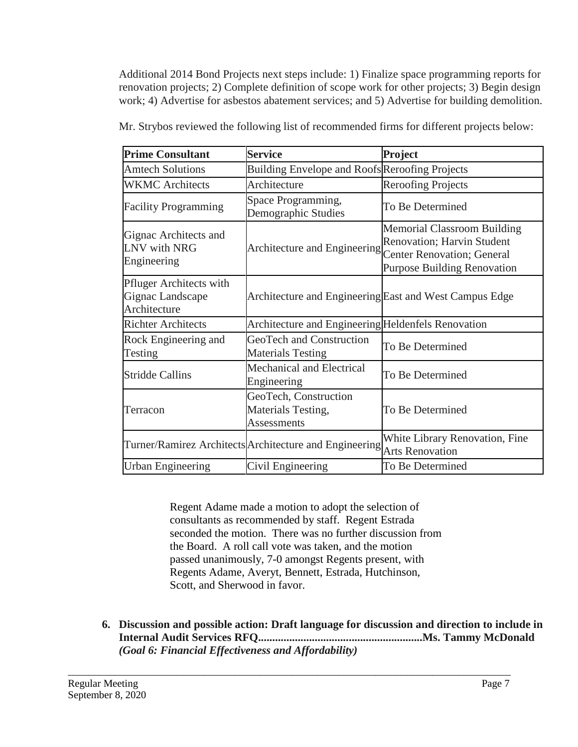Additional 2014 Bond Projects next steps include: 1) Finalize space programming reports for renovation projects; 2) Complete definition of scope work for other projects; 3) Begin design work; 4) Advertise for asbestos abatement services; and 5) Advertise for building demolition.

Mr. Strybos reviewed the following list of recommended firms for different projects below:

| **Prime Consultant** | **Service** | **Project** |
|---|---|---|
| Amtech Solutions | Building Envelope and Roofs | Reroofing Projects |
| WKMC Architects | Architecture | Reroofing Projects |
| Facility Programming | Space Programming, Demographic Studies | To Be Determined |
| Gignac Architects and LNV with NRG Engineering | Architecture and Engineering | Memorial Classroom Building Renovation; Harvin Student Center Renovation; General Purpose Building Renovation |
| Pfluger Architects with Gignac Landscape Architecture | Architecture and Engineering | East and West Campus Edge |
| Richter Architects | Architecture and Engineering | Heldenfels Renovation |
| Rock Engineering and Testing | GeoTech and Construction Materials Testing | To Be Determined |
| Stridde Callins | Mechanical and Electrical Engineering | To Be Determined |
| Terracon | GeoTech, Construction Materials Testing, Assessments | To Be Determined |
| Turner/Ramirez Architects | Architecture and Engineering | White Library Renovation, Fine Arts Renovation |
| Urban Engineering | Civil Engineering | To Be Determined |

Regent Adame made a motion to adopt the selection of consultants as recommended by staff. Regent Estrada seconded the motion. There was no further discussion from the Board. A roll call vote was taken, and the motion passed unanimously, 7-0 amongst Regents present, with Regents Adame, Averyt, Bennett, Estrada, Hutchinson, Scott, and Sherwood in favor.

6. **Discussion and possible action: Draft language for discussion and direction to include in Internal Audit Services RFQ..........................................................Ms. Tammy McDonald** ***(Goal 6: Financial Effectiveness and Affordability)***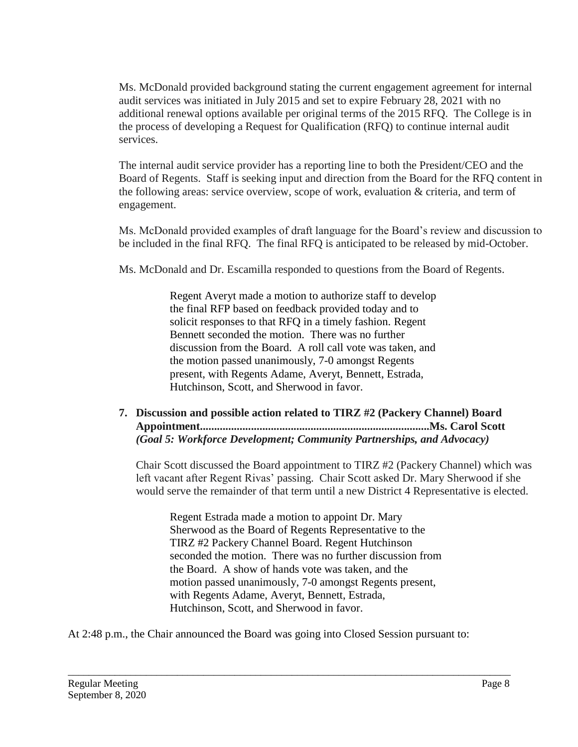Ms. McDonald provided background stating the current engagement agreement for internal audit services was initiated in July 2015 and set to expire February 28, 2021 with no additional renewal options available per original terms of the 2015 RFQ. The College is in the process of developing a Request for Qualification (RFQ) to continue internal audit services.

The internal audit service provider has a reporting line to both the President/CEO and the Board of Regents. Staff is seeking input and direction from the Board for the RFQ content in the following areas: service overview, scope of work, evaluation & criteria, and term of engagement.

Ms. McDonald provided examples of draft language for the Board's review and discussion to be included in the final RFQ. The final RFQ is anticipated to be released by mid-October.

Ms. McDonald and Dr. Escamilla responded to questions from the Board of Regents.

> Regent Averyt made a motion to authorize staff to develop the final RFP based on feedback provided today and to solicit responses to that RFQ in a timely fashion. Regent Bennett seconded the motion. There was no further discussion from the Board. A roll call vote was taken, and the motion passed unanimously, 7-0 amongst Regents present, with Regents Adame, Averyt, Bennett, Estrada, Hutchinson, Scott, and Sherwood in favor.

7. **Discussion and possible action related to TIRZ #2 (Packery Channel) Board Appointment...............................................................................Ms. Carol Scott**
   ***(Goal 5: Workforce Development; Community Partnerships, and Advocacy)***

   Chair Scott discussed the Board appointment to TIRZ #2 (Packery Channel) which was left vacant after Regent Rivas' passing. Chair Scott asked Dr. Mary Sherwood if she would serve the remainder of that term until a new District 4 Representative is elected.

   > Regent Estrada made a motion to appoint Dr. Mary Sherwood as the Board of Regents Representative to the TIRZ #2 Packery Channel Board. Regent Hutchinson seconded the motion. There was no further discussion from the Board. A show of hands vote was taken, and the motion passed unanimously, 7-0 amongst Regents present, with Regents Adame, Averyt, Bennett, Estrada, Hutchinson, Scott, and Sherwood in favor.

At 2:48 p.m., the Chair announced the Board was going into Closed Session pursuant to: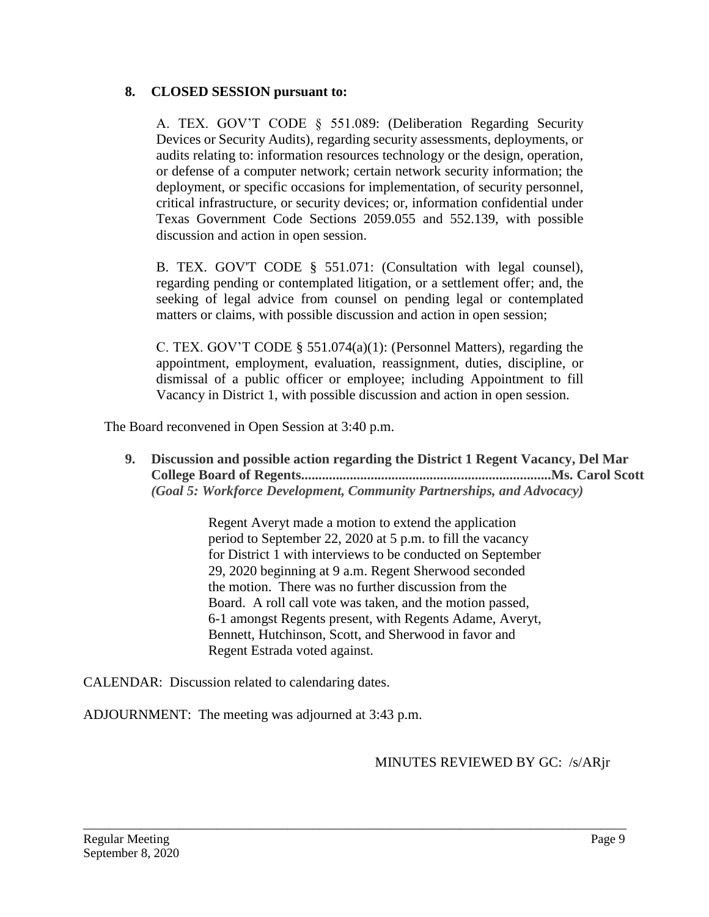**8. CLOSED SESSION pursuant to:**

A. TEX. GOV'T CODE § 551.089: (Deliberation Regarding Security Devices or Security Audits), regarding security assessments, deployments, or audits relating to: information resources technology or the design, operation, or defense of a computer network; certain network security information; the deployment, or specific occasions for implementation, of security personnel, critical infrastructure, or security devices; or, information confidential under Texas Government Code Sections 2059.055 and 552.139, with possible discussion and action in open session.

B. TEX. GOV'T CODE § 551.071: (Consultation with legal counsel), regarding pending or contemplated litigation, or a settlement offer; and, the seeking of legal advice from counsel on pending legal or contemplated matters or claims, with possible discussion and action in open session;

C. TEX. GOV'T CODE § 551.074(a)(1): (Personnel Matters), regarding the appointment, employment, evaluation, reassignment, duties, discipline, or dismissal of a public officer or employee; including Appointment to fill Vacancy in District 1, with possible discussion and action in open session.

The Board reconvened in Open Session at 3:40 p.m.

**9. Discussion and possible action regarding the District 1 Regent Vacancy, Del Mar College Board of Regents........................................................................Ms. Carol Scott**
***(Goal 5: Workforce Development, Community Partnerships, and Advocacy)***

Regent Averyt made a motion to extend the application period to September 22, 2020 at 5 p.m. to fill the vacancy for District 1 with interviews to be conducted on September 29, 2020 beginning at 9 a.m. Regent Sherwood seconded the motion. There was no further discussion from the Board. A roll call vote was taken, and the motion passed, 6-1 amongst Regents present, with Regents Adame, Averyt, Bennett, Hutchinson, Scott, and Sherwood in favor and Regent Estrada voted against.

CALENDAR: Discussion related to calendaring dates.

ADJOURNMENT: The meeting was adjourned at 3:43 p.m.

MINUTES REVIEWED BY GC: /s/ARjr